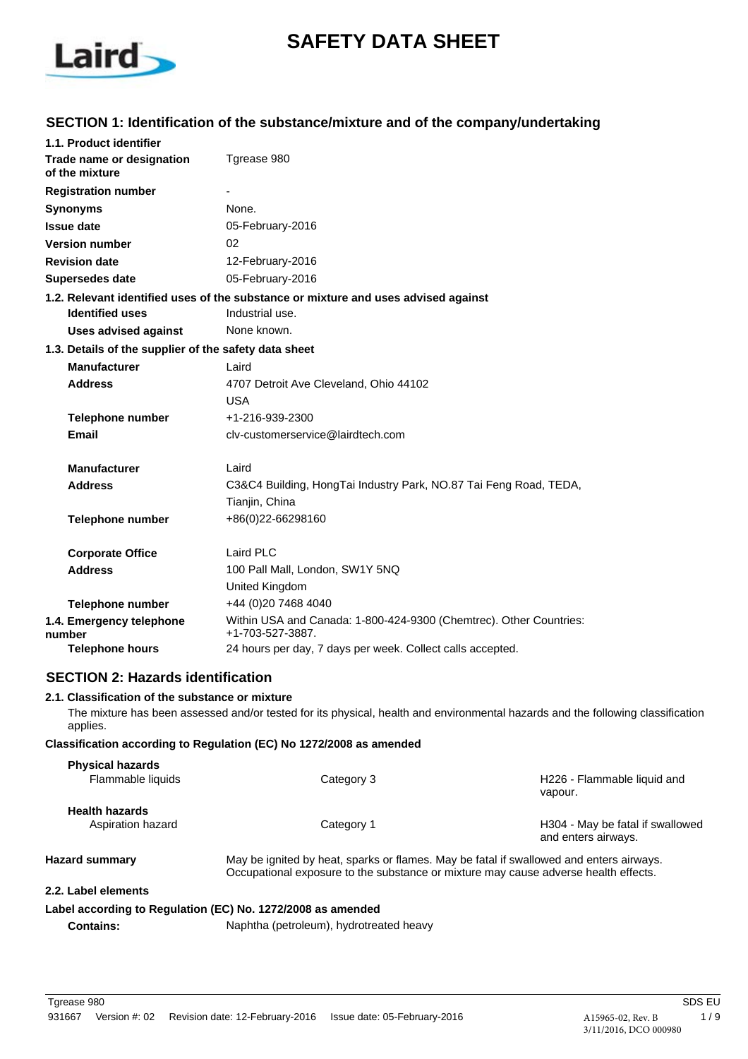# SAFETY DATA SHEET

## SECTION 1: Identification of the substance/mixture and of the company/undertaking

### 1.1. Product identifier

| | |
|---|---|
| **Trade name or designation of the mixture** | Tgrease 980 |
| **Registration number** | - |
| **Synonyms** | None. |
| **Issue date** | 05-February-2016 |
| **Version number** | 02 |
| **Revision date** | 12-February-2016 |
| **Supersedes date** | 05-February-2016 |

### 1.2. Relevant identified uses of the substance or mixture and uses advised against

| | |
|---|---|
| **Identified uses** | Industrial use. |
| **Uses advised against** | None known. |

### 1.3. Details of the supplier of the safety data sheet

| | |
|---|---|
| **Manufacturer** | Laird |
| **Address** | 4707 Detroit Ave Cleveland, Ohio 44102<br>USA |
| **Telephone number** | +1-216-939-2300 |
| **Email** | clv-customerservice@lairdtech.com |
| **Manufacturer** | Laird |
| **Address** | C3&C4 Building, HongTai Industry Park, NO.87 Tai Feng Road, TEDA,<br>Tianjin, China |
| **Telephone number** | +86(0)22-66298160 |
| **Corporate Office** | Laird PLC |
| **Address** | 100 Pall Mall, London, SW1Y 5NQ<br>United Kingdom |
| **Telephone number** | +44 (0)20 7468 4040 |

### 1.4. Emergency telephone number

Within USA and Canada: 1-800-424-9300 (Chemtrec). Other Countries: +1-703-527-3887.

**Telephone hours** 24 hours per day, 7 days per week. Collect calls accepted.

## SECTION 2: Hazards identification

### 2.1. Classification of the substance or mixture

The mixture has been assessed and/or tested for its physical, health and environmental hazards and the following classification applies.

**Classification according to Regulation (EC) No 1272/2008 as amended**

| | | |
|---|---|---|
| **Physical hazards** | | |
| Flammable liquids | Category 3 | H226 - Flammable liquid and vapour. |
| **Health hazards** | | |
| Aspiration hazard | Category 1 | H304 - May be fatal if swallowed and enters airways. |

**Hazard summary** May be ignited by heat, sparks or flames. May be fatal if swallowed and enters airways. Occupational exposure to the substance or mixture may cause adverse health effects.

### 2.2. Label elements

**Label according to Regulation (EC) No. 1272/2008 as amended**

**Contains:** Naphtha (petroleum), hydrotreated heavy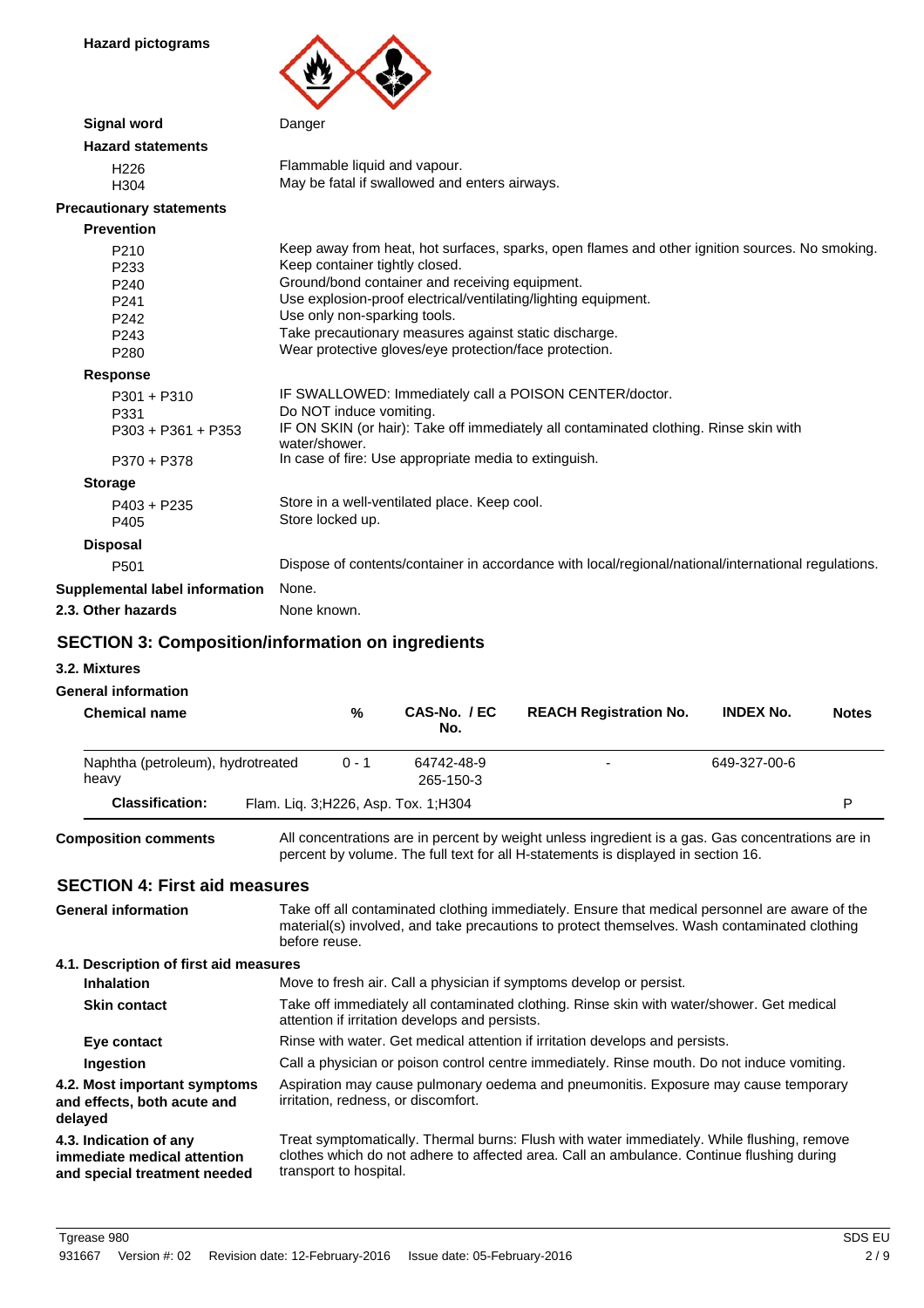**Hazard pictograms**

**Signal word** Danger

**Hazard statements**

| | |
|---|---|
| H226 | Flammable liquid and vapour. |
| H304 | May be fatal if swallowed and enters airways. |

**Precautionary statements**

**Prevention**

| | |
|---|---|
| P210 | Keep away from heat, hot surfaces, sparks, open flames and other ignition sources. No smoking. |
| P233 | Keep container tightly closed. |
| P240 | Ground/bond container and receiving equipment. |
| P241 | Use explosion-proof electrical/ventilating/lighting equipment. |
| P242 | Use only non-sparking tools. |
| P243 | Take precautionary measures against static discharge. |
| P280 | Wear protective gloves/eye protection/face protection. |

**Response**

| | |
|---|---|
| P301 + P310 | IF SWALLOWED: Immediately call a POISON CENTER/doctor. |
| P331 | Do NOT induce vomiting. |
| P303 + P361 + P353 | IF ON SKIN (or hair): Take off immediately all contaminated clothing. Rinse skin with water/shower. |
| P370 + P378 | In case of fire: Use appropriate media to extinguish. |

**Storage**

| | |
|---|---|
| P403 + P235 | Store in a well-ventilated place. Keep cool. |
| P405 | Store locked up. |

**Disposal**

| | |
|---|---|
| P501 | Dispose of contents/container in accordance with local/regional/national/international regulations. |

**Supplemental label information** None.

**2.3. Other hazards** None known.

## SECTION 3: Composition/information on ingredients

### 3.2. Mixtures

**General information**

| Chemical name | % | CAS-No. / EC No. | REACH Registration No. | INDEX No. | Notes |
|---|---|---|---|---|---|
| Naphtha (petroleum), hydrotreated heavy | 0 - 1 | 64742-48-9 265-150-3 | - | 649-327-00-6 | |
| **Classification:** | Flam. Liq. 3;H226, Asp. Tox. 1;H304 | | | | P |

**Composition comments** All concentrations are in percent by weight unless ingredient is a gas. Gas concentrations are in percent by volume. The full text for all H-statements is displayed in section 16.

## SECTION 4: First aid measures

**General information** Take off all contaminated clothing immediately. Ensure that medical personnel are aware of the material(s) involved, and take precautions to protect themselves. Wash contaminated clothing before reuse.

### 4.1. Description of first aid measures

**Inhalation** Move to fresh air. Call a physician if symptoms develop or persist.

**Skin contact** Take off immediately all contaminated clothing. Rinse skin with water/shower. Get medical attention if irritation develops and persists.

**Eye contact** Rinse with water. Get medical attention if irritation develops and persists.

**Ingestion** Call a physician or poison control centre immediately. Rinse mouth. Do not induce vomiting.

**4.2. Most important symptoms and effects, both acute and delayed** Aspiration may cause pulmonary oedema and pneumonitis. Exposure may cause temporary irritation, redness, or discomfort.

**4.3. Indication of any immediate medical attention and special treatment needed** Treat symptomatically. Thermal burns: Flush with water immediately. While flushing, remove clothes which do not adhere to affected area. Call an ambulance. Continue flushing during transport to hospital.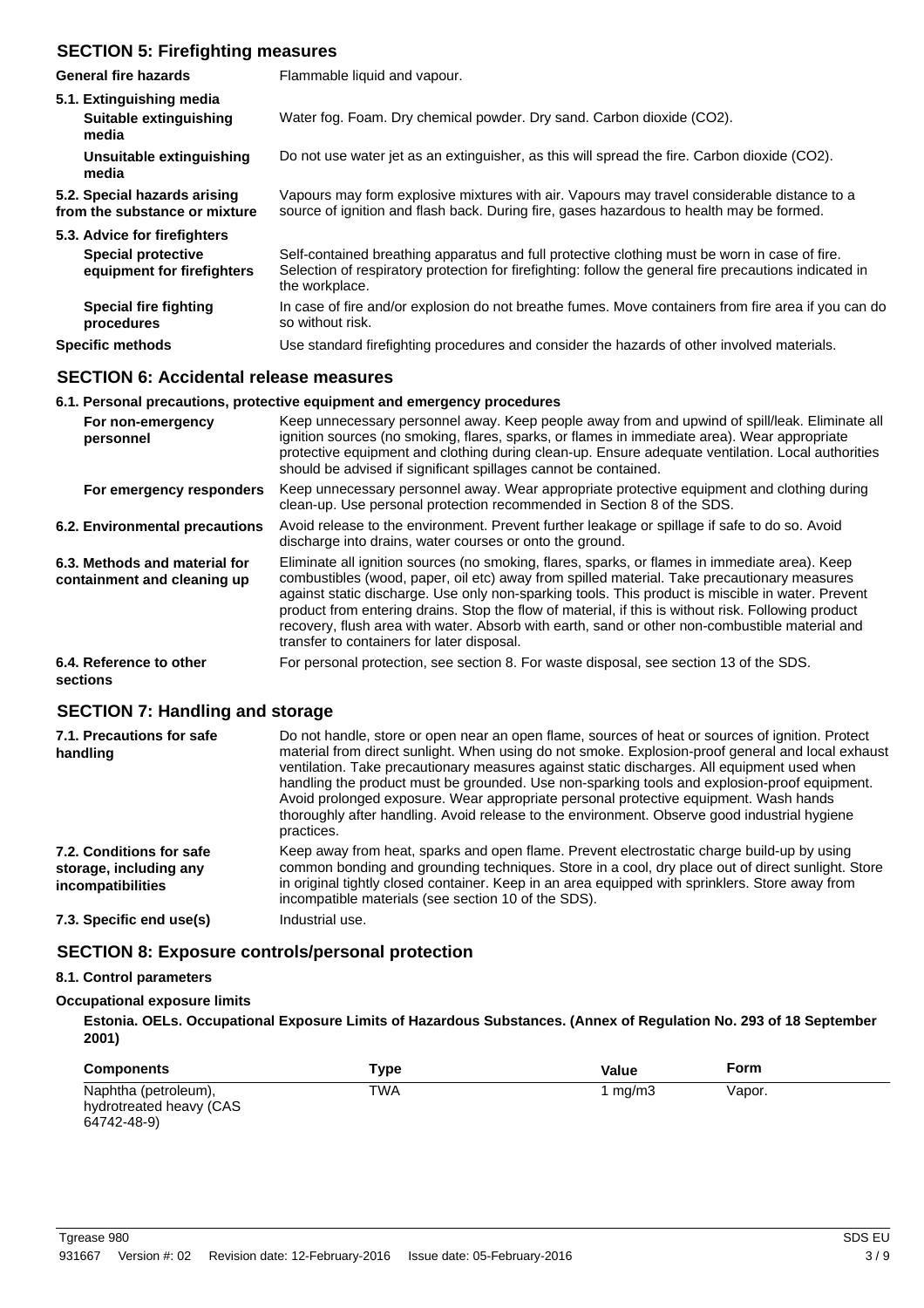## SECTION 5: Firefighting measures

| | |
|---|---|
| **General fire hazards** | Flammable liquid and vapour. |
| **5.1. Extinguishing media** | |
| **Suitable extinguishing media** | Water fog. Foam. Dry chemical powder. Dry sand. Carbon dioxide ($CO_2$). |
| **Unsuitable extinguishing media** | Do not use water jet as an extinguisher, as this will spread the fire. Carbon dioxide ($CO_2$). |
| **5.2. Special hazards arising from the substance or mixture** | Vapours may form explosive mixtures with air. Vapours may travel considerable distance to a source of ignition and flash back. During fire, gases hazardous to health may be formed. |
| **5.3. Advice for firefighters** | |
| **Special protective equipment for firefighters** | Self-contained breathing apparatus and full protective clothing must be worn in case of fire. Selection of respiratory protection for firefighting: follow the general fire precautions indicated in the workplace. |
| **Special fire fighting procedures** | In case of fire and/or explosion do not breathe fumes. Move containers from fire area if you can do so without risk. |
| **Specific methods** | Use standard firefighting procedures and consider the hazards of other involved materials. |

## SECTION 6: Accidental release measures

### 6.1. Personal precautions, protective equipment and emergency procedures

| | |
|---|---|
| **For non-emergency personnel** | Keep unnecessary personnel away. Keep people away from and upwind of spill/leak. Eliminate all ignition sources (no smoking, flares, sparks, or flames in immediate area). Wear appropriate protective equipment and clothing during clean-up. Ensure adequate ventilation. Local authorities should be advised if significant spillages cannot be contained. |
| **For emergency responders** | Keep unnecessary personnel away. Wear appropriate protective equipment and clothing during clean-up. Use personal protection recommended in Section 8 of the SDS. |
| **6.2. Environmental precautions** | Avoid release to the environment. Prevent further leakage or spillage if safe to do so. Avoid discharge into drains, water courses or onto the ground. |
| **6.3. Methods and material for containment and cleaning up** | Eliminate all ignition sources (no smoking, flares, sparks, or flames in immediate area). Keep combustibles (wood, paper, oil etc) away from spilled material. Take precautionary measures against static discharge. Use only non-sparking tools. This product is miscible in water. Prevent product from entering drains. Stop the flow of material, if this is without risk. Following product recovery, flush area with water. Absorb with earth, sand or other non-combustible material and transfer to containers for later disposal. |
| **6.4. Reference to other sections** | For personal protection, see section 8. For waste disposal, see section 13 of the SDS. |

## SECTION 7: Handling and storage

| | |
|---|---|
| **7.1. Precautions for safe handling** | Do not handle, store or open near an open flame, sources of heat or sources of ignition. Protect material from direct sunlight. When using do not smoke. Explosion-proof general and local exhaust ventilation. Take precautionary measures against static discharges. All equipment used when handling the product must be grounded. Use non-sparking tools and explosion-proof equipment. Avoid prolonged exposure. Wear appropriate personal protective equipment. Wash hands thoroughly after handling. Avoid release to the environment. Observe good industrial hygiene practices. |
| **7.2. Conditions for safe storage, including any incompatibilities** | Keep away from heat, sparks and open flame. Prevent electrostatic charge build-up by using common bonding and grounding techniques. Store in a cool, dry place out of direct sunlight. Store in original tightly closed container. Keep in an area equipped with sprinklers. Store away from incompatible materials (see section 10 of the SDS). |
| **7.3. Specific end use(s)** | Industrial use. |

## SECTION 8: Exposure controls/personal protection

### 8.1. Control parameters

**Occupational exposure limits**

**Estonia. OELs. Occupational Exposure Limits of Hazardous Substances. (Annex of Regulation No. 293 of 18 September 2001)**

| Components | Type | Value | Form |
|---|---|---|---|
| Naphtha (petroleum), hydrotreated heavy (CAS 64742-48-9) | TWA | 1 mg/m3 | Vapor. |

Tgrease 980
931667 Version #: 02 Revision date: 12-February-2016 Issue date: 05-February-2016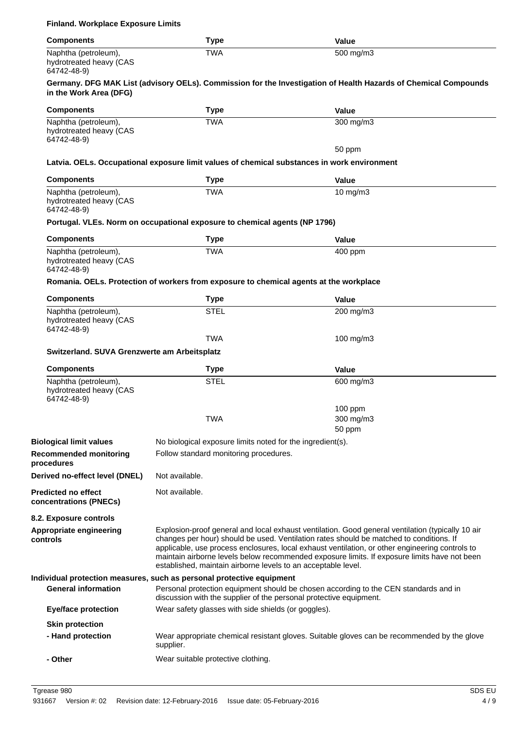**Finland. Workplace Exposure Limits**

| Components | Type | Value |
|---|---|---|
| Naphtha (petroleum), hydrotreated heavy (CAS 64742-48-9) | TWA | 500 mg/m3 |

**Germany. DFG MAK List (advisory OELs). Commission for the Investigation of Health Hazards of Chemical Compounds in the Work Area (DFG)**

| Components | Type | Value |
|---|---|---|
| Naphtha (petroleum), hydrotreated heavy (CAS 64742-48-9) | TWA | 300 mg/m3 |
| | | 50 ppm |

**Latvia. OELs. Occupational exposure limit values of chemical substances in work environment**

| Components | Type | Value |
|---|---|---|
| Naphtha (petroleum), hydrotreated heavy (CAS 64742-48-9) | TWA | 10 mg/m3 |

**Portugal. VLEs. Norm on occupational exposure to chemical agents (NP 1796)**

| Components | Type | Value |
|---|---|---|
| Naphtha (petroleum), hydrotreated heavy (CAS 64742-48-9) | TWA | 400 ppm |

**Romania. OELs. Protection of workers from exposure to chemical agents at the workplace**

| Components | Type | Value |
|---|---|---|
| Naphtha (petroleum), hydrotreated heavy (CAS 64742-48-9) | STEL | 200 mg/m3 |
| | TWA | 100 mg/m3 |

**Switzerland. SUVA Grenzwerte am Arbeitsplatz**

| Components | Type | Value |
|---|---|---|
| Naphtha (petroleum), hydrotreated heavy (CAS 64742-48-9) | STEL | 600 mg/m3 |
| | | 100 ppm |
| | TWA | 300 mg/m3 |
| | | 50 ppm |

**Biological limit values** No biological exposure limits noted for the ingredient(s).

**Recommended monitoring procedures** Follow standard monitoring procedures.

**Derived no-effect level (DNEL)** Not available.

**Predicted no effect concentrations (PNECs)** Not available.

**8.2. Exposure controls**

**Appropriate engineering controls** Explosion-proof general and local exhaust ventilation. Good general ventilation (typically 10 air changes per hour) should be used. Ventilation rates should be matched to conditions. If applicable, use process enclosures, local exhaust ventilation, or other engineering controls to maintain airborne levels below recommended exposure limits. If exposure limits have not been established, maintain airborne levels to an acceptable level.

**Individual protection measures, such as personal protective equipment**

**General information** Personal protection equipment should be chosen according to the CEN standards and in discussion with the supplier of the personal protective equipment.

**Eye/face protection** Wear safety glasses with side shields (or goggles).

**Skin protection**

**- Hand protection** Wear appropriate chemical resistant gloves. Suitable gloves can be recommended by the glove supplier.

**- Other** Wear suitable protective clothing.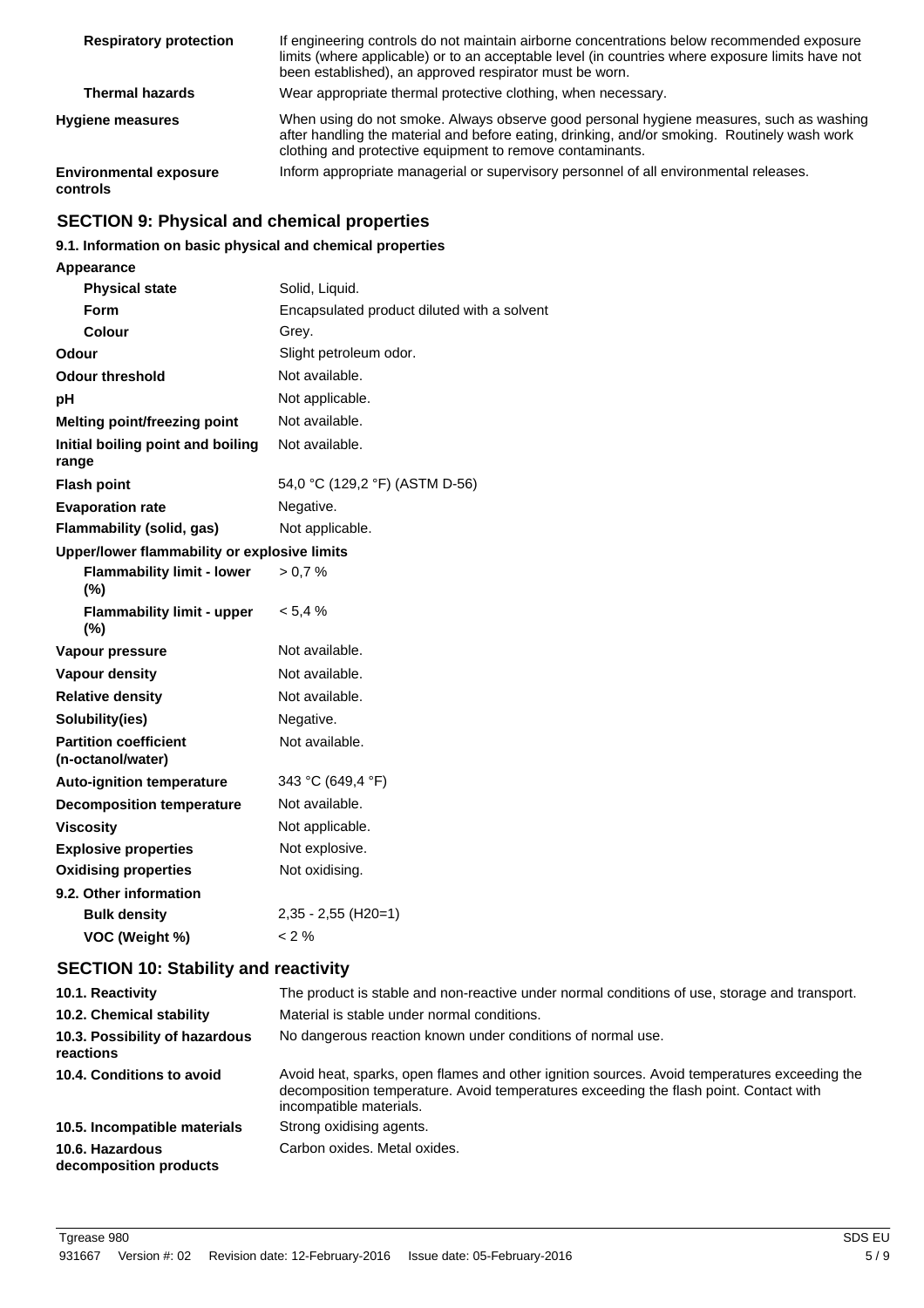| | |
|---|---|
| **Respiratory protection** | If engineering controls do not maintain airborne concentrations below recommended exposure limits (where applicable) or to an acceptable level (in countries where exposure limits have not been established), an approved respirator must be worn. |
| **Thermal hazards** | Wear appropriate thermal protective clothing, when necessary. |
| **Hygiene measures** | When using do not smoke. Always observe good personal hygiene measures, such as washing after handling the material and before eating, drinking, and/or smoking. Routinely wash work clothing and protective equipment to remove contaminants. |
| **Environmental exposure controls** | Inform appropriate managerial or supervisory personnel of all environmental releases. |

## SECTION 9: Physical and chemical properties

### 9.1. Information on basic physical and chemical properties

| | |
|---|---|
| **Appearance** | |
| **Physical state** | Solid, Liquid. |
| **Form** | Encapsulated product diluted with a solvent |
| **Colour** | Grey. |
| **Odour** | Slight petroleum odor. |
| **Odour threshold** | Not available. |
| **pH** | Not applicable. |
| **Melting point/freezing point** | Not available. |
| **Initial boiling point and boiling range** | Not available. |
| **Flash point** | 54,0 °C (129,2 °F) (ASTM D-56) |
| **Evaporation rate** | Negative. |
| **Flammability (solid, gas)** | Not applicable. |
| **Upper/lower flammability or explosive limits** | |
| **Flammability limit - lower (%)** | > 0,7 % |
| **Flammability limit - upper (%)** | < 5,4 % |
| **Vapour pressure** | Not available. |
| **Vapour density** | Not available. |
| **Relative density** | Not available. |
| **Solubility(ies)** | Negative. |
| **Partition coefficient (n-octanol/water)** | Not available. |
| **Auto-ignition temperature** | 343 °C (649,4 °F) |
| **Decomposition temperature** | Not available. |
| **Viscosity** | Not applicable. |
| **Explosive properties** | Not explosive. |
| **Oxidising properties** | Not oxidising. |
| **9.2. Other information** | |
| **Bulk density** | 2,35 - 2,55 (H20=1) |
| **VOC (Weight %)** | < 2 % |

## SECTION 10: Stability and reactivity

| | |
|---|---|
| **10.1. Reactivity** | The product is stable and non-reactive under normal conditions of use, storage and transport. |
| **10.2. Chemical stability** | Material is stable under normal conditions. |
| **10.3. Possibility of hazardous reactions** | No dangerous reaction known under conditions of normal use. |
| **10.4. Conditions to avoid** | Avoid heat, sparks, open flames and other ignition sources. Avoid temperatures exceeding the decomposition temperature. Avoid temperatures exceeding the flash point. Contact with incompatible materials. |
| **10.5. Incompatible materials** | Strong oxidising agents. |
| **10.6. Hazardous decomposition products** | Carbon oxides. Metal oxides. |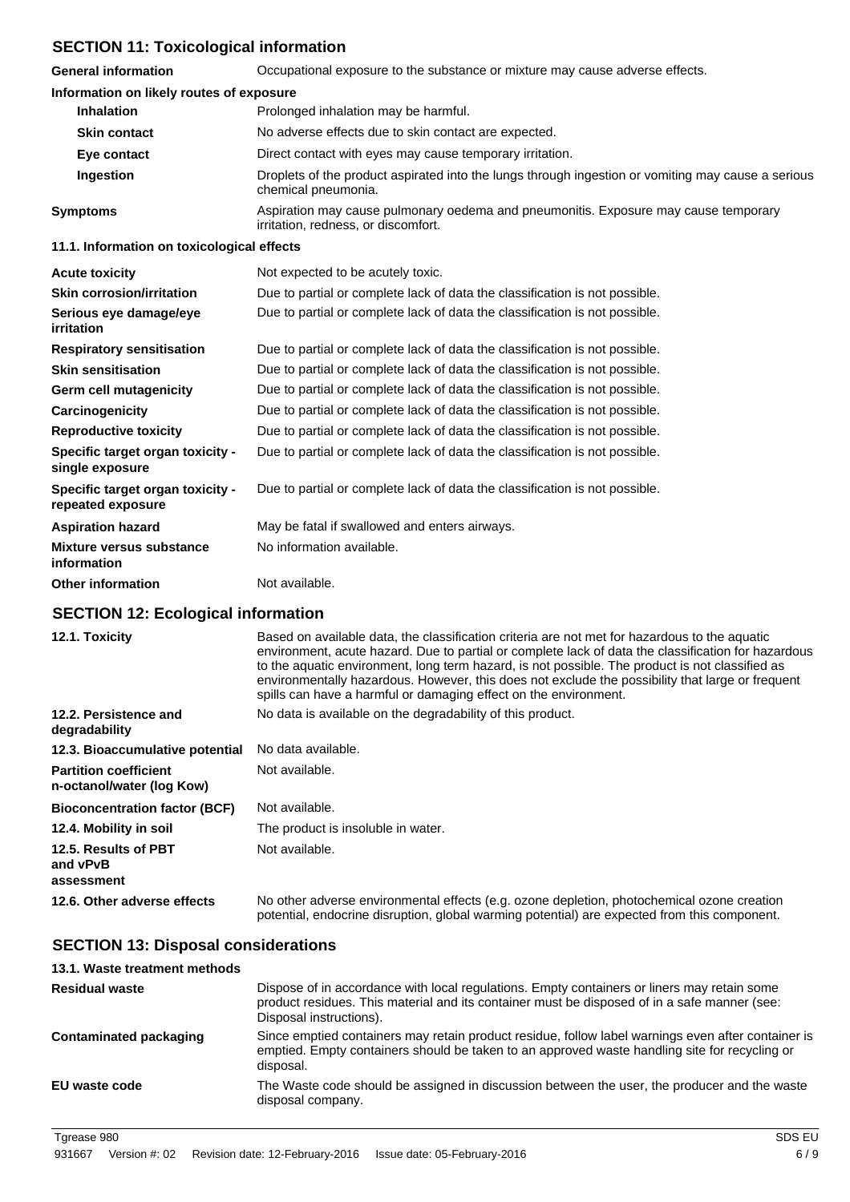## SECTION 11: Toxicological information

| | |
|---|---|
| **General information** | Occupational exposure to the substance or mixture may cause adverse effects. |

**Information on likely routes of exposure**

| | |
|---|---|
| **Inhalation** | Prolonged inhalation may be harmful. |
| **Skin contact** | No adverse effects due to skin contact are expected. |
| **Eye contact** | Direct contact with eyes may cause temporary irritation. |
| **Ingestion** | Droplets of the product aspirated into the lungs through ingestion or vomiting may cause a serious chemical pneumonia. |
| **Symptoms** | Aspiration may cause pulmonary oedema and pneumonitis. Exposure may cause temporary irritation, redness, or discomfort. |

**11.1. Information on toxicological effects**

| | |
|---|---|
| **Acute toxicity** | Not expected to be acutely toxic. |
| **Skin corrosion/irritation** | Due to partial or complete lack of data the classification is not possible. |
| **Serious eye damage/eye irritation** | Due to partial or complete lack of data the classification is not possible. |
| **Respiratory sensitisation** | Due to partial or complete lack of data the classification is not possible. |
| **Skin sensitisation** | Due to partial or complete lack of data the classification is not possible. |
| **Germ cell mutagenicity** | Due to partial or complete lack of data the classification is not possible. |
| **Carcinogenicity** | Due to partial or complete lack of data the classification is not possible. |
| **Reproductive toxicity** | Due to partial or complete lack of data the classification is not possible. |
| **Specific target organ toxicity - single exposure** | Due to partial or complete lack of data the classification is not possible. |
| **Specific target organ toxicity - repeated exposure** | Due to partial or complete lack of data the classification is not possible. |
| **Aspiration hazard** | May be fatal if swallowed and enters airways. |
| **Mixture versus substance information** | No information available. |
| **Other information** | Not available. |

## SECTION 12: Ecological information

| | |
|---|---|
| **12.1. Toxicity** | Based on available data, the classification criteria are not met for hazardous to the aquatic environment, acute hazard. Due to partial or complete lack of data the classification for hazardous to the aquatic environment, long term hazard, is not possible. The product is not classified as environmentally hazardous. However, this does not exclude the possibility that large or frequent spills can have a harmful or damaging effect on the environment. |
| **12.2. Persistence and degradability** | No data is available on the degradability of this product. |
| **12.3. Bioaccumulative potential** | No data available. |
| **Partition coefficient n-octanol/water (log Kow)** | Not available. |
| **Bioconcentration factor (BCF)** | Not available. |
| **12.4. Mobility in soil** | The product is insoluble in water. |
| **12.5. Results of PBT and vPvB assessment** | Not available. |
| **12.6. Other adverse effects** | No other adverse environmental effects (e.g. ozone depletion, photochemical ozone creation potential, endocrine disruption, global warming potential) are expected from this component. |

## SECTION 13: Disposal considerations

**13.1. Waste treatment methods**

| | |
|---|---|
| **Residual waste** | Dispose of in accordance with local regulations. Empty containers or liners may retain some product residues. This material and its container must be disposed of in a safe manner (see: Disposal instructions). |
| **Contaminated packaging** | Since emptied containers may retain product residue, follow label warnings even after container is emptied. Empty containers should be taken to an approved waste handling site for recycling or disposal. |
| **EU waste code** | The Waste code should be assigned in discussion between the user, the producer and the waste disposal company. |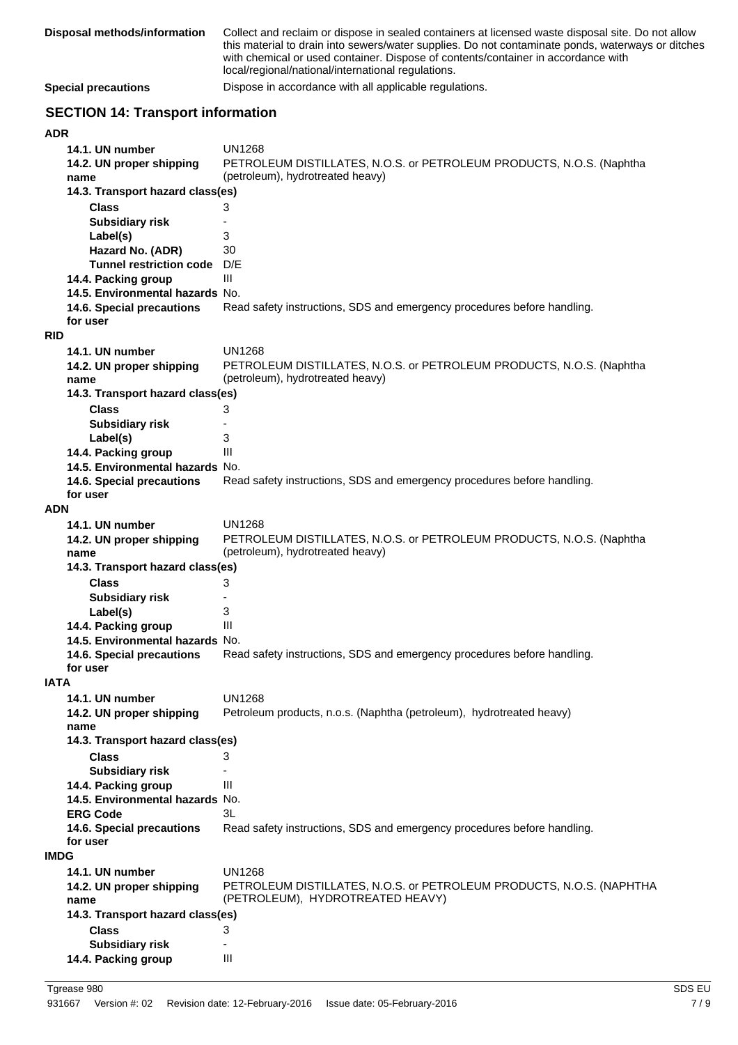| | |
|---|---|
| **Disposal methods/information** | Collect and reclaim or dispose in sealed containers at licensed waste disposal site. Do not allow this material to drain into sewers/water supplies. Do not contaminate ponds, waterways or ditches with chemical or used container. Dispose of contents/container in accordance with local/regional/national/international regulations. |
| **Special precautions** | Dispose in accordance with all applicable regulations. |

## SECTION 14: Transport information

### ADR

| | |
|---|---|
| **14.1. UN number** | UN1268 |
| **14.2. UN proper shipping name** | PETROLEUM DISTILLATES, N.O.S. or PETROLEUM PRODUCTS, N.O.S. (Naphtha (petroleum), hydrotreated heavy) |
| **14.3. Transport hazard class(es)** | |
| **Class** | 3 |
| **Subsidiary risk** | - |
| **Label(s)** | 3 |
| **Hazard No. (ADR)** | 30 |
| **Tunnel restriction code** | D/E |
| **14.4. Packing group** | III |
| **14.5. Environmental hazards** | No. |
| **14.6. Special precautions for user** | Read safety instructions, SDS and emergency procedures before handling. |

### RID

| | |
|---|---|
| **14.1. UN number** | UN1268 |
| **14.2. UN proper shipping name** | PETROLEUM DISTILLATES, N.O.S. or PETROLEUM PRODUCTS, N.O.S. (Naphtha (petroleum), hydrotreated heavy) |
| **14.3. Transport hazard class(es)** | |
| **Class** | 3 |
| **Subsidiary risk** | - |
| **Label(s)** | 3 |
| **14.4. Packing group** | III |
| **14.5. Environmental hazards** | No. |
| **14.6. Special precautions for user** | Read safety instructions, SDS and emergency procedures before handling. |

### ADN

| | |
|---|---|
| **14.1. UN number** | UN1268 |
| **14.2. UN proper shipping name** | PETROLEUM DISTILLATES, N.O.S. or PETROLEUM PRODUCTS, N.O.S. (Naphtha (petroleum), hydrotreated heavy) |
| **14.3. Transport hazard class(es)** | |
| **Class** | 3 |
| **Subsidiary risk** | - |
| **Label(s)** | 3 |
| **14.4. Packing group** | III |
| **14.5. Environmental hazards** | No. |
| **14.6. Special precautions for user** | Read safety instructions, SDS and emergency procedures before handling. |

### IATA

| | |
|---|---|
| **14.1. UN number** | UN1268 |
| **14.2. UN proper shipping name** | Petroleum products, n.o.s. (Naphtha (petroleum), hydrotreated heavy) |
| **14.3. Transport hazard class(es)** | |
| **Class** | 3 |
| **Subsidiary risk** | - |
| **14.4. Packing group** | III |
| **14.5. Environmental hazards** | No. |
| **ERG Code** | 3L |
| **14.6. Special precautions for user** | Read safety instructions, SDS and emergency procedures before handling. |

### IMDG

| | |
|---|---|
| **14.1. UN number** | UN1268 |
| **14.2. UN proper shipping name** | PETROLEUM DISTILLATES, N.O.S. or PETROLEUM PRODUCTS, N.O.S. (NAPHTHA (PETROLEUM), HYDROTREATED HEAVY) |
| **14.3. Transport hazard class(es)** | |
| **Class** | 3 |
| **Subsidiary risk** | - |
| **14.4. Packing group** | III |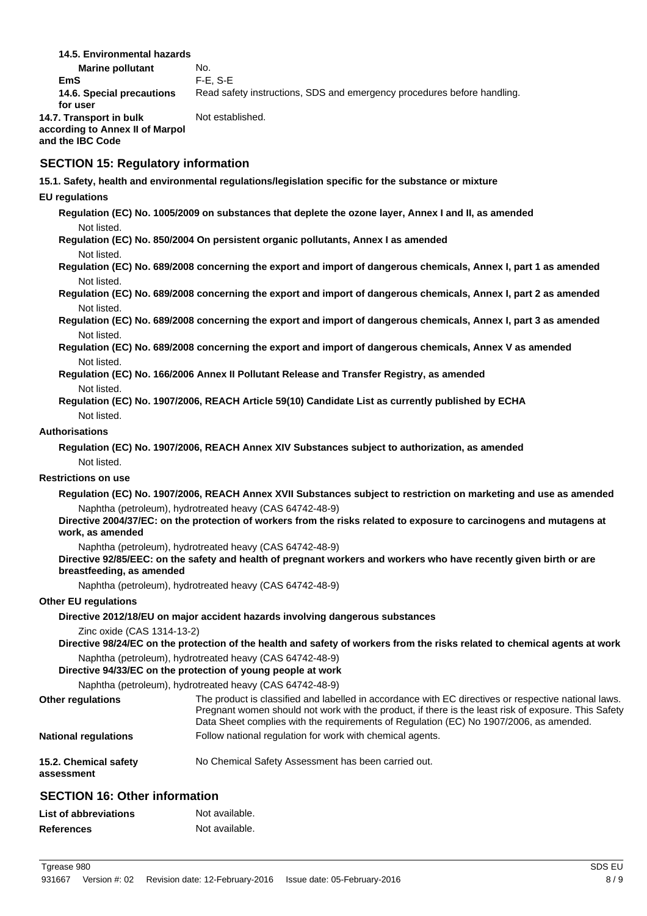**14.5. Environmental hazards**

**Marine pollutant** No.

**EmS** F-E, S-E

**14.6. Special precautions for user** Read safety instructions, SDS and emergency procedures before handling.

**14.7. Transport in bulk according to Annex II of Marpol and the IBC Code** Not established.

## SECTION 15: Regulatory information

**15.1. Safety, health and environmental regulations/legislation specific for the substance or mixture**

**EU regulations**

**Regulation (EC) No. 1005/2009 on substances that deplete the ozone layer, Annex I and II, as amended**

Not listed.

**Regulation (EC) No. 850/2004 On persistent organic pollutants, Annex I as amended**

Not listed.

**Regulation (EC) No. 689/2008 concerning the export and import of dangerous chemicals, Annex I, part 1 as amended**

Not listed.

**Regulation (EC) No. 689/2008 concerning the export and import of dangerous chemicals, Annex I, part 2 as amended**

Not listed.

**Regulation (EC) No. 689/2008 concerning the export and import of dangerous chemicals, Annex I, part 3 as amended**

Not listed.

**Regulation (EC) No. 689/2008 concerning the export and import of dangerous chemicals, Annex V as amended**

Not listed.

**Regulation (EC) No. 166/2006 Annex II Pollutant Release and Transfer Registry, as amended**

Not listed.

**Regulation (EC) No. 1907/2006, REACH Article 59(10) Candidate List as currently published by ECHA**

Not listed.

**Authorisations**

**Regulation (EC) No. 1907/2006, REACH Annex XIV Substances subject to authorization, as amended**

Not listed.

**Restrictions on use**

**Regulation (EC) No. 1907/2006, REACH Annex XVII Substances subject to restriction on marketing and use as amended**

Naphtha (petroleum), hydrotreated heavy (CAS 64742-48-9)

**Directive 2004/37/EC: on the protection of workers from the risks related to exposure to carcinogens and mutagens at work, as amended**

Naphtha (petroleum), hydrotreated heavy (CAS 64742-48-9)

**Directive 92/85/EEC: on the safety and health of pregnant workers and workers who have recently given birth or are breastfeeding, as amended**

Naphtha (petroleum), hydrotreated heavy (CAS 64742-48-9)

**Other EU regulations**

**Directive 2012/18/EU on major accident hazards involving dangerous substances**

Zinc oxide (CAS 1314-13-2)

**Directive 98/24/EC on the protection of the health and safety of workers from the risks related to chemical agents at work**

Naphtha (petroleum), hydrotreated heavy (CAS 64742-48-9)

**Directive 94/33/EC on the protection of young people at work**

Naphtha (petroleum), hydrotreated heavy (CAS 64742-48-9)

**Other regulations** The product is classified and labelled in accordance with EC directives or respective national laws. Pregnant women should not work with the product, if there is the least risk of exposure. This Safety Data Sheet complies with the requirements of Regulation (EC) No 1907/2006, as amended.

**National regulations** Follow national regulation for work with chemical agents.

**15.2. Chemical safety assessment** No Chemical Safety Assessment has been carried out.

## SECTION 16: Other information

**List of abbreviations** Not available.

**References** Not available.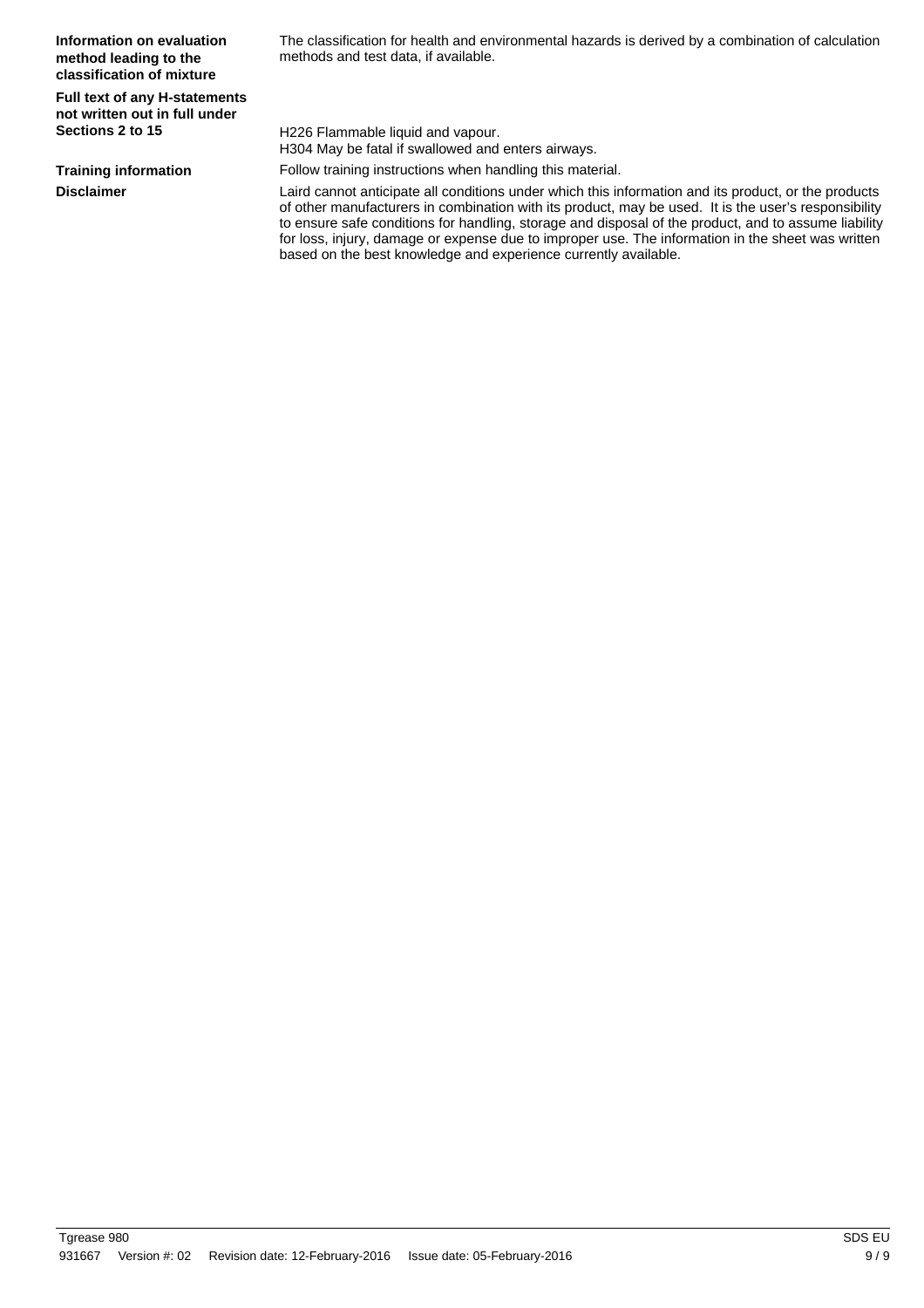**Information on evaluation method leading to the classification of mixture**

The classification for health and environmental hazards is derived by a combination of calculation methods and test data, if available.

**Full text of any H-statements not written out in full under Sections 2 to 15**

H226 Flammable liquid and vapour.
H304 May be fatal if swallowed and enters airways.

**Training information**

Follow training instructions when handling this material.

**Disclaimer**

Laird cannot anticipate all conditions under which this information and its product, or the products of other manufacturers in combination with its product, may be used. It is the user's responsibility to ensure safe conditions for handling, storage and disposal of the product, and to assume liability for loss, injury, damage or expense due to improper use. The information in the sheet was written based on the best knowledge and experience currently available.